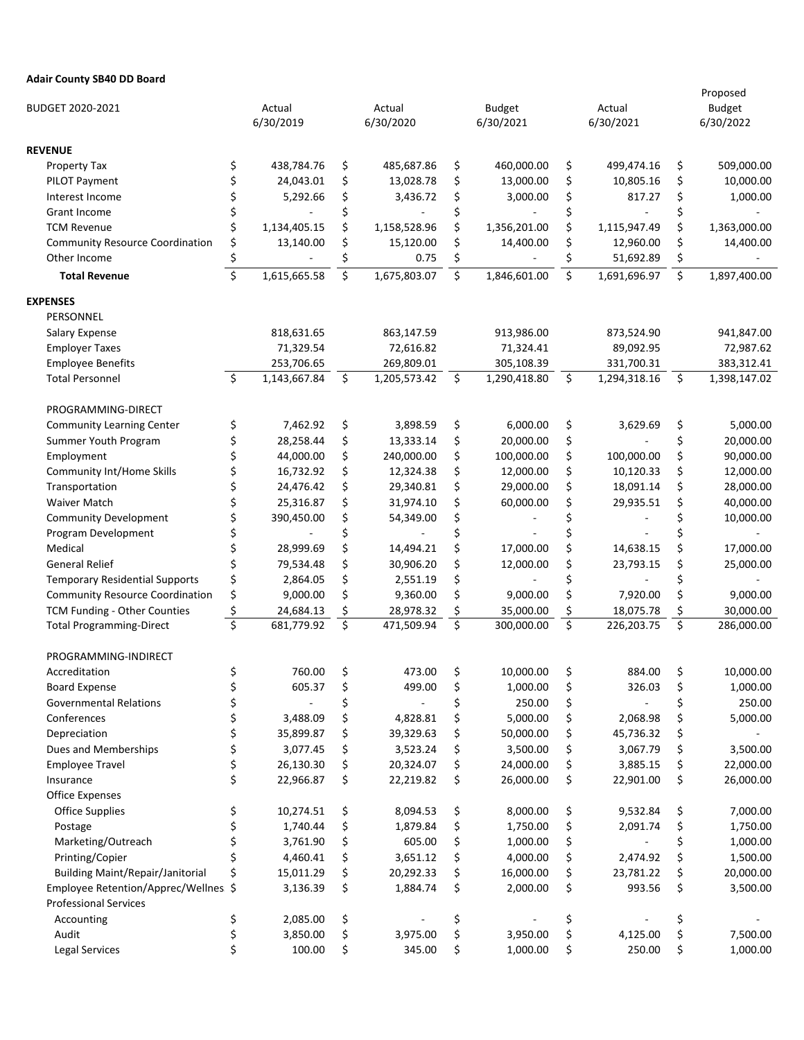**Adair County SB40 DD Board**

| BUDGET 2020-2021 | Actual 6/30/2019 | Actual 6/30/2020 | Budget 6/30/2021 | Actual 6/30/2021 | Proposed Budget 6/30/2022 |
|---|---|---|---|---|---|
| **REVENUE** | | | | | |
| Property Tax | $ 438,784.76 | $ 485,687.86 | $ 460,000.00 | $ 499,474.16 | $ 509,000.00 |
| PILOT Payment | $ 24,043.01 | $ 13,028.78 | $ 13,000.00 | $ 10,805.16 | $ 10,000.00 |
| Interest Income | $ 5,292.66 | $ 3,436.72 | $ 3,000.00 | $ 817.27 | $ 1,000.00 |
| Grant Income | $ - | $ - | $ - | $ - | $ - |
| TCM Revenue | $ 1,134,405.15 | $ 1,158,528.96 | $ 1,356,201.00 | $ 1,115,947.49 | $ 1,363,000.00 |
| Community Resource Coordination | $ 13,140.00 | $ 15,120.00 | $ 14,400.00 | $ 12,960.00 | $ 14,400.00 |
| Other Income | $ - | $ 0.75 | $ - | $ 51,692.89 | $ - |
| **Total Revenue** | $ 1,615,665.58 | $ 1,675,803.07 | $ 1,846,601.00 | $ 1,691,696.97 | $ 1,897,400.00 |
| **EXPENSES** | | | | | |
| PERSONNEL | | | | | |
| Salary Expense | 818,631.65 | 863,147.59 | 913,986.00 | 873,524.90 | 941,847.00 |
| Employer Taxes | 71,329.54 | 72,616.82 | 71,324.41 | 89,092.95 | 72,987.62 |
| Employee Benefits | 253,706.65 | 269,809.01 | 305,108.39 | 331,700.31 | 383,312.41 |
| Total Personnel | $ 1,143,667.84 | $ 1,205,573.42 | $ 1,290,418.80 | $ 1,294,318.16 | $ 1,398,147.02 |
| PROGRAMMING-DIRECT | | | | | |
| Community Learning Center | $ 7,462.92 | $ 3,898.59 | $ 6,000.00 | $ 3,629.69 | $ 5,000.00 |
| Summer Youth Program | $ 28,258.44 | $ 13,333.14 | $ 20,000.00 | $ - | $ 20,000.00 |
| Employment | $ 44,000.00 | $ 240,000.00 | $ 100,000.00 | $ 100,000.00 | $ 90,000.00 |
| Community Int/Home Skills | $ 16,732.92 | $ 12,324.38 | $ 12,000.00 | $ 10,120.33 | $ 12,000.00 |
| Transportation | $ 24,476.42 | $ 29,340.81 | $ 29,000.00 | $ 18,091.14 | $ 28,000.00 |
| Waiver Match | $ 25,316.87 | $ 31,974.10 | $ 60,000.00 | $ 29,935.51 | $ 40,000.00 |
| Community Development | $ 390,450.00 | $ 54,349.00 | $ - | $ - | $ 10,000.00 |
| Program Development | $ - | $ - | $ - | $ - | $ - |
| Medical | $ 28,999.69 | $ 14,494.21 | $ 17,000.00 | $ 14,638.15 | $ 17,000.00 |
| General Relief | $ 79,534.48 | $ 30,906.20 | $ 12,000.00 | $ 23,793.15 | $ 25,000.00 |
| Temporary Residential Supports | $ 2,864.05 | $ 2,551.19 | $ - | $ - | $ - |
| Community Resource Coordination | $ 9,000.00 | $ 9,360.00 | $ 9,000.00 | $ 7,920.00 | $ 9,000.00 |
| TCM Funding - Other Counties | $ 24,684.13 | $ 28,978.32 | $ 35,000.00 | $ 18,075.78 | $ 30,000.00 |
| Total Programming-Direct | $ 681,779.92 | $ 471,509.94 | $ 300,000.00 | $ 226,203.75 | $ 286,000.00 |
| PROGRAMMING-INDIRECT | | | | | |
| Accreditation | $ 760.00 | $ 473.00 | $ 10,000.00 | $ 884.00 | $ 10,000.00 |
| Board Expense | $ 605.37 | $ 499.00 | $ 1,000.00 | $ 326.03 | $ 1,000.00 |
| Governmental Relations | $ - | $ - | $ 250.00 | $ - | $ 250.00 |
| Conferences | $ 3,488.09 | $ 4,828.81 | $ 5,000.00 | $ 2,068.98 | $ 5,000.00 |
| Depreciation | $ 35,899.87 | $ 39,329.63 | $ 50,000.00 | $ 45,736.32 | $ - |
| Dues and Memberships | $ 3,077.45 | $ 3,523.24 | $ 3,500.00 | $ 3,067.79 | $ 3,500.00 |
| Employee Travel | $ 26,130.30 | $ 20,324.07 | $ 24,000.00 | $ 3,885.15 | $ 22,000.00 |
| Insurance | $ 22,966.87 | $ 22,219.82 | $ 26,000.00 | $ 22,901.00 | $ 26,000.00 |
| Office Expenses | | | | | |
| Office Supplies | $ 10,274.51 | $ 8,094.53 | $ 8,000.00 | $ 9,532.84 | $ 7,000.00 |
| Postage | $ 1,740.44 | $ 1,879.84 | $ 1,750.00 | $ 2,091.74 | $ 1,750.00 |
| Marketing/Outreach | $ 3,761.90 | $ 605.00 | $ 1,000.00 | $ - | $ 1,000.00 |
| Printing/Copier | $ 4,460.41 | $ 3,651.12 | $ 4,000.00 | $ 2,474.92 | $ 1,500.00 |
| Building Maint/Repair/Janitorial | $ 15,011.29 | $ 20,292.33 | $ 16,000.00 | $ 23,781.22 | $ 20,000.00 |
| Employee Retention/Apprec/Wellnes | $ 3,136.39 | $ 1,884.74 | $ 2,000.00 | $ 993.56 | $ 3,500.00 |
| Professional Services | | | | | |
| Accounting | $ 2,085.00 | $ - | $ - | $ - | $ - |
| Audit | $ 3,850.00 | $ 3,975.00 | $ 3,950.00 | $ 4,125.00 | $ 7,500.00 |
| Legal Services | $ 100.00 | $ 345.00 | $ 1,000.00 | $ 250.00 | $ 1,000.00 |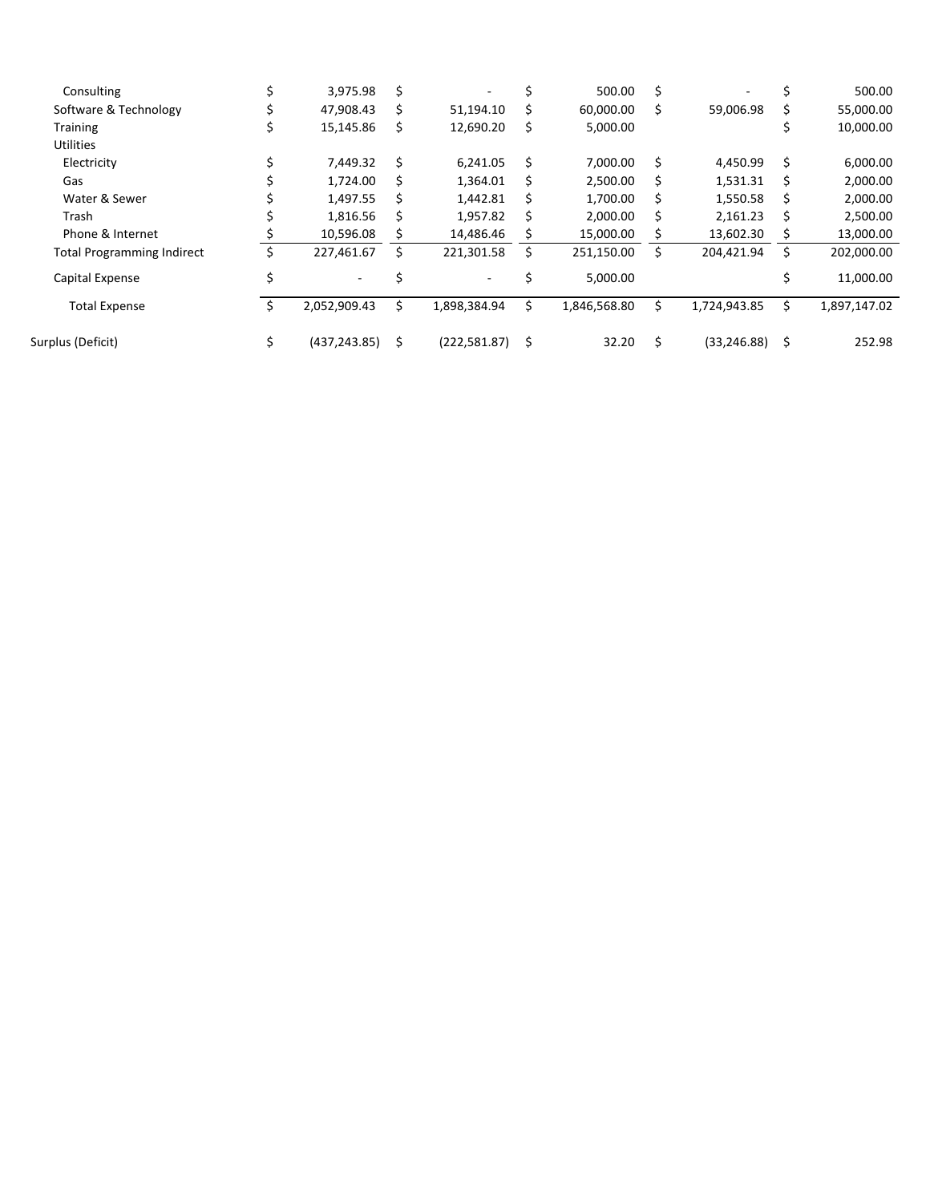| | | | | | |
|---|---|---|---|---|---|
| Consulting | $ 3,975.98 | $ - | $ 500.00 | $ - | $ 500.00 |
| Software & Technology | $ 47,908.43 | $ 51,194.10 | $ 60,000.00 | $ 59,006.98 | $ 55,000.00 |
| Training | $ 15,145.86 | $ 12,690.20 | $ 5,000.00 | | $ 10,000.00 |
| Utilities | | | | | |
| Electricity | $ 7,449.32 | $ 6,241.05 | $ 7,000.00 | $ 4,450.99 | $ 6,000.00 |
| Gas | $ 1,724.00 | $ 1,364.01 | $ 2,500.00 | $ 1,531.31 | $ 2,000.00 |
| Water & Sewer | $ 1,497.55 | $ 1,442.81 | $ 1,700.00 | $ 1,550.58 | $ 2,000.00 |
| Trash | $ 1,816.56 | $ 1,957.82 | $ 2,000.00 | $ 2,161.23 | $ 2,500.00 |
| Phone & Internet | $ 10,596.08 | $ 14,486.46 | $ 15,000.00 | $ 13,602.30 | $ 13,000.00 |
| Total Programming Indirect | $ 227,461.67 | $ 221,301.58 | $ 251,150.00 | $ 204,421.94 | $ 202,000.00 |
| Capital Expense | $ - | $ - | $ 5,000.00 | | $ 11,000.00 |
| Total Expense | $ 2,052,909.43 | $ 1,898,384.94 | $ 1,846,568.80 | $ 1,724,943.85 | $ 1,897,147.02 |
| Surplus (Deficit) | $ (437,243.85) | $ (222,581.87) | $ 32.20 | $ (33,246.88) | $ 252.98 |